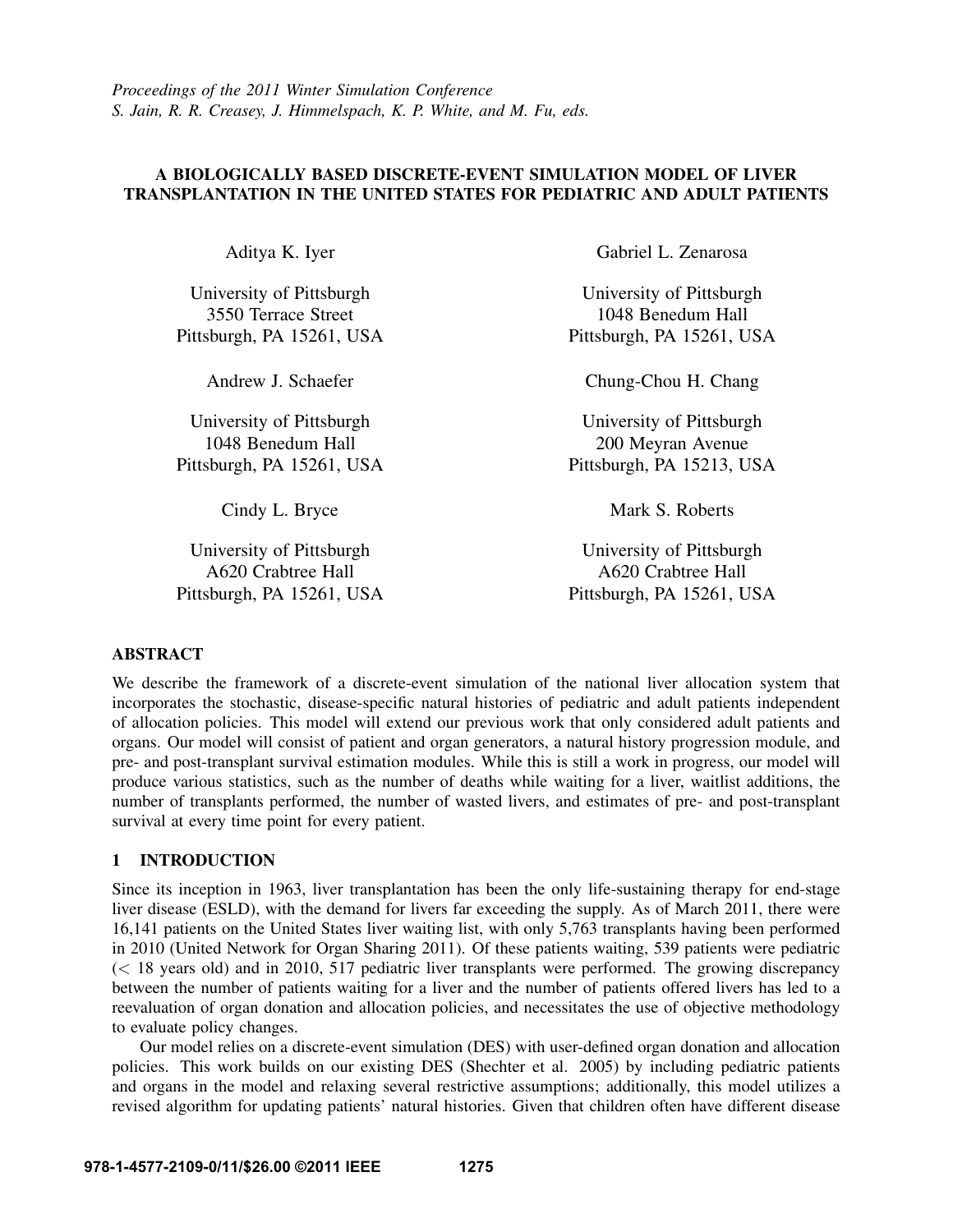*Proceedings of the 2011 Winter Simulation Conference*
*S. Jain, R. R. Creasey, J. Himmelspach, K. P. White, and M. Fu, eds.*

# A BIOLOGICALLY BASED DISCRETE-EVENT SIMULATION MODEL OF LIVER TRANSPLANTATION IN THE UNITED STATES FOR PEDIATRIC AND ADULT PATIENTS

Aditya K. Iyer

University of Pittsburgh
3550 Terrace Street
Pittsburgh, PA 15261, USA

Gabriel L. Zenarosa

University of Pittsburgh
1048 Benedum Hall
Pittsburgh, PA 15261, USA

Andrew J. Schaefer

University of Pittsburgh
1048 Benedum Hall
Pittsburgh, PA 15261, USA

Chung-Chou H. Chang

University of Pittsburgh
200 Meyran Avenue
Pittsburgh, PA 15213, USA

Cindy L. Bryce

University of Pittsburgh
A620 Crabtree Hall
Pittsburgh, PA 15261, USA

Mark S. Roberts

University of Pittsburgh
A620 Crabtree Hall
Pittsburgh, PA 15261, USA

## ABSTRACT

We describe the framework of a discrete-event simulation of the national liver allocation system that incorporates the stochastic, disease-specific natural histories of pediatric and adult patients independent of allocation policies. This model will extend our previous work that only considered adult patients and organs. Our model will consist of patient and organ generators, a natural history progression module, and pre- and post-transplant survival estimation modules. While this is still a work in progress, our model will produce various statistics, such as the number of deaths while waiting for a liver, waitlist additions, the number of transplants performed, the number of wasted livers, and estimates of pre- and post-transplant survival at every time point for every patient.

## 1 INTRODUCTION

Since its inception in 1963, liver transplantation has been the only life-sustaining therapy for end-stage liver disease (ESLD), with the demand for livers far exceeding the supply. As of March 2011, there were 16,141 patients on the United States liver waiting list, with only 5,763 transplants having been performed in 2010 (United Network for Organ Sharing 2011). Of these patients waiting, 539 patients were pediatric (< 18 years old) and in 2010, 517 pediatric liver transplants were performed. The growing discrepancy between the number of patients waiting for a liver and the number of patients offered livers has led to a reevaluation of organ donation and allocation policies, and necessitates the use of objective methodology to evaluate policy changes.

Our model relies on a discrete-event simulation (DES) with user-defined organ donation and allocation policies. This work builds on our existing DES (Shechter et al. 2005) by including pediatric patients and organs in the model and relaxing several restrictive assumptions; additionally, this model utilizes a revised algorithm for updating patients' natural histories. Given that children often have different disease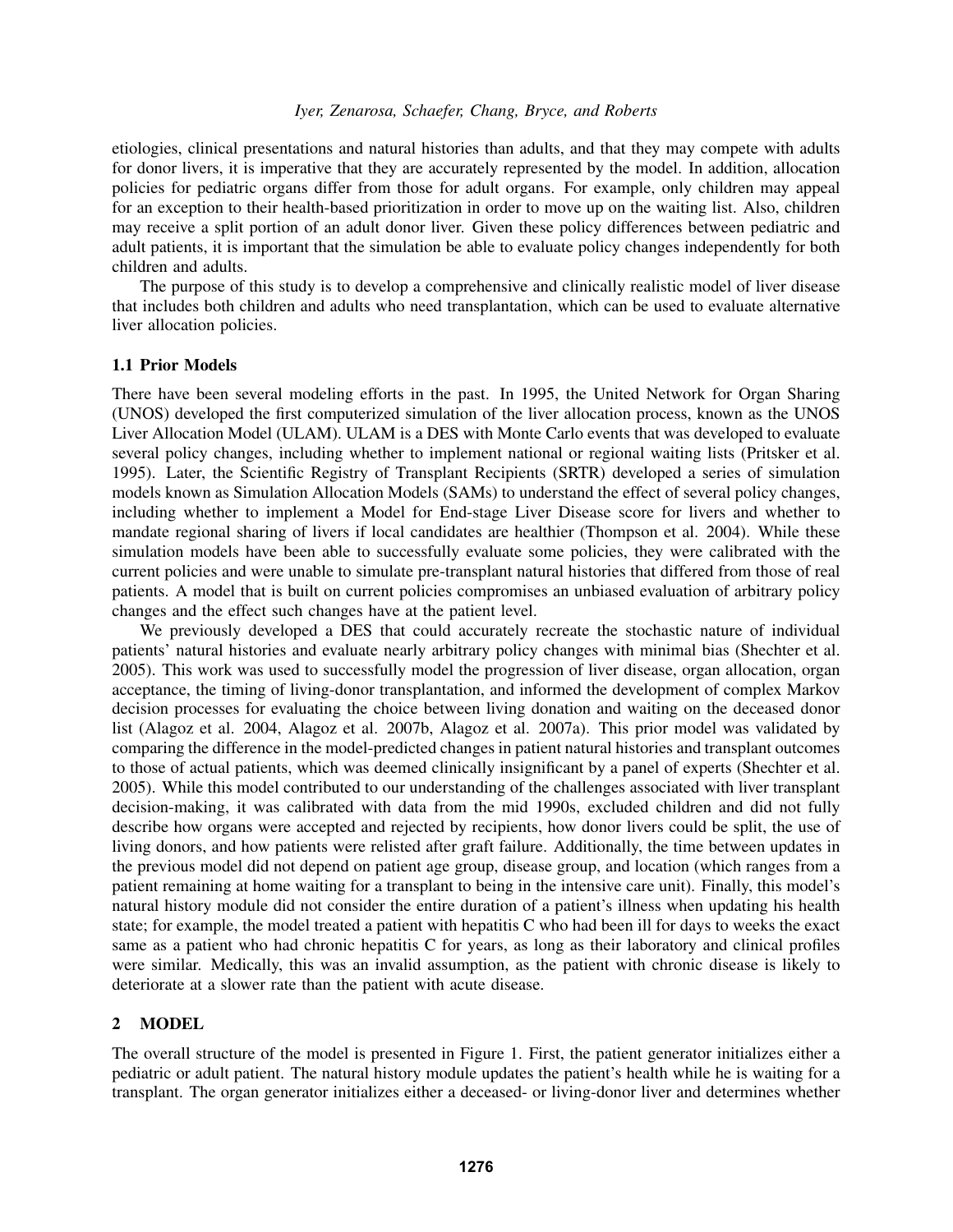etiologies, clinical presentations and natural histories than adults, and that they may compete with adults for donor livers, it is imperative that they are accurately represented by the model. In addition, allocation policies for pediatric organs differ from those for adult organs. For example, only children may appeal for an exception to their health-based prioritization in order to move up on the waiting list. Also, children may receive a split portion of an adult donor liver. Given these policy differences between pediatric and adult patients, it is important that the simulation be able to evaluate policy changes independently for both children and adults.

The purpose of this study is to develop a comprehensive and clinically realistic model of liver disease that includes both children and adults who need transplantation, which can be used to evaluate alternative liver allocation policies.

### 1.1 Prior Models

There have been several modeling efforts in the past. In 1995, the United Network for Organ Sharing (UNOS) developed the first computerized simulation of the liver allocation process, known as the UNOS Liver Allocation Model (ULAM). ULAM is a DES with Monte Carlo events that was developed to evaluate several policy changes, including whether to implement national or regional waiting lists (Pritsker et al. 1995). Later, the Scientific Registry of Transplant Recipients (SRTR) developed a series of simulation models known as Simulation Allocation Models (SAMs) to understand the effect of several policy changes, including whether to implement a Model for End-stage Liver Disease score for livers and whether to mandate regional sharing of livers if local candidates are healthier (Thompson et al. 2004). While these simulation models have been able to successfully evaluate some policies, they were calibrated with the current policies and were unable to simulate pre-transplant natural histories that differed from those of real patients. A model that is built on current policies compromises an unbiased evaluation of arbitrary policy changes and the effect such changes have at the patient level.

We previously developed a DES that could accurately recreate the stochastic nature of individual patients' natural histories and evaluate nearly arbitrary policy changes with minimal bias (Shechter et al. 2005). This work was used to successfully model the progression of liver disease, organ allocation, organ acceptance, the timing of living-donor transplantation, and informed the development of complex Markov decision processes for evaluating the choice between living donation and waiting on the deceased donor list (Alagoz et al. 2004, Alagoz et al. 2007b, Alagoz et al. 2007a). This prior model was validated by comparing the difference in the model-predicted changes in patient natural histories and transplant outcomes to those of actual patients, which was deemed clinically insignificant by a panel of experts (Shechter et al. 2005). While this model contributed to our understanding of the challenges associated with liver transplant decision-making, it was calibrated with data from the mid 1990s, excluded children and did not fully describe how organs were accepted and rejected by recipients, how donor livers could be split, the use of living donors, and how patients were relisted after graft failure. Additionally, the time between updates in the previous model did not depend on patient age group, disease group, and location (which ranges from a patient remaining at home waiting for a transplant to being in the intensive care unit). Finally, this model's natural history module did not consider the entire duration of a patient's illness when updating his health state; for example, the model treated a patient with hepatitis C who had been ill for days to weeks the exact same as a patient who had chronic hepatitis C for years, as long as their laboratory and clinical profiles were similar. Medically, this was an invalid assumption, as the patient with chronic disease is likely to deteriorate at a slower rate than the patient with acute disease.

## 2 MODEL

The overall structure of the model is presented in Figure 1. First, the patient generator initializes either a pediatric or adult patient. The natural history module updates the patient's health while he is waiting for a transplant. The organ generator initializes either a deceased- or living-donor liver and determines whether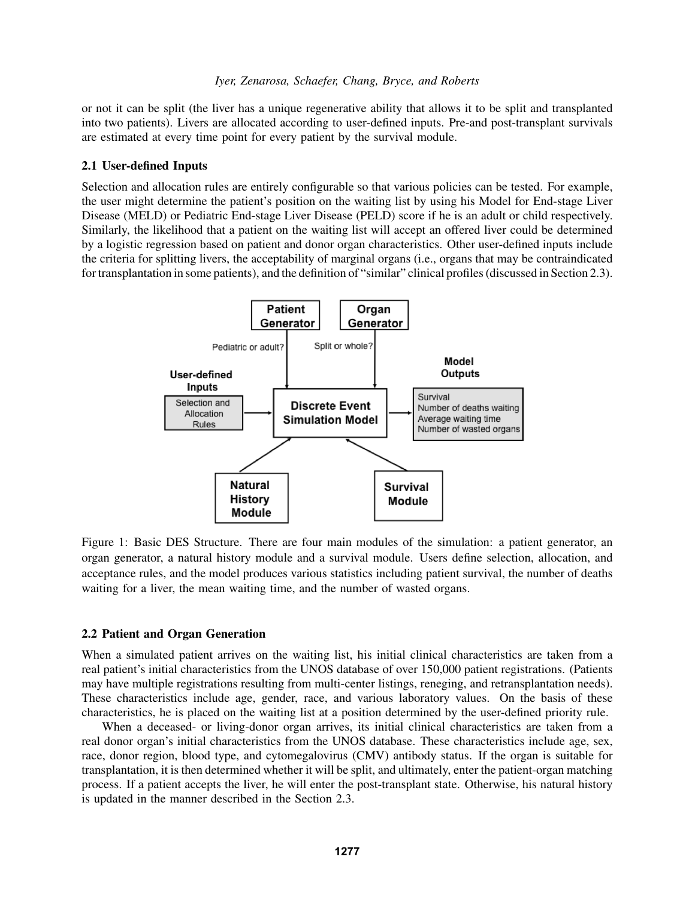or not it can be split (the liver has a unique regenerative ability that allows it to be split and transplanted into two patients). Livers are allocated according to user-defined inputs. Pre-and post-transplant survivals are estimated at every time point for every patient by the survival module.

### 2.1 User-defined Inputs

Selection and allocation rules are entirely configurable so that various policies can be tested. For example, the user might determine the patient's position on the waiting list by using his Model for End-stage Liver Disease (MELD) or Pediatric End-stage Liver Disease (PELD) score if he is an adult or child respectively. Similarly, the likelihood that a patient on the waiting list will accept an offered liver could be determined by a logistic regression based on patient and donor organ characteristics. Other user-defined inputs include the criteria for splitting livers, the acceptability of marginal organs (i.e., organs that may be contraindicated for transplantation in some patients), and the definition of "similar" clinical profiles (discussed in Section 2.3).

Figure 1: Basic DES Structure. There are four main modules of the simulation: a patient generator, an organ generator, a natural history module and a survival module. Users define selection, allocation, and acceptance rules, and the model produces various statistics including patient survival, the number of deaths waiting for a liver, the mean waiting time, and the number of wasted organs.

### 2.2 Patient and Organ Generation

When a simulated patient arrives on the waiting list, his initial clinical characteristics are taken from a real patient's initial characteristics from the UNOS database of over 150,000 patient registrations. (Patients may have multiple registrations resulting from multi-center listings, reneging, and retransplantation needs). These characteristics include age, gender, race, and various laboratory values. On the basis of these characteristics, he is placed on the waiting list at a position determined by the user-defined priority rule.

When a deceased- or living-donor organ arrives, its initial clinical characteristics are taken from a real donor organ's initial characteristics from the UNOS database. These characteristics include age, sex, race, donor region, blood type, and cytomegalovirus (CMV) antibody status. If the organ is suitable for transplantation, it is then determined whether it will be split, and ultimately, enter the patient-organ matching process. If a patient accepts the liver, he will enter the post-transplant state. Otherwise, his natural history is updated in the manner described in the Section 2.3.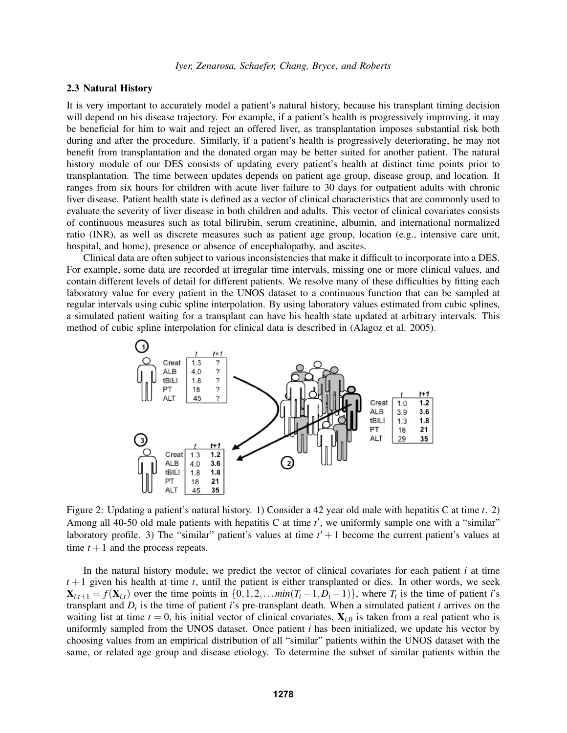### 2.3 Natural History

It is very important to accurately model a patient's natural history, because his transplant timing decision will depend on his disease trajectory. For example, if a patient's health is progressively improving, it may be beneficial for him to wait and reject an offered liver, as transplantation imposes substantial risk both during and after the procedure. Similarly, if a patient's health is progressively deteriorating, he may not benefit from transplantation and the donated organ may be better suited for another patient. The natural history module of our DES consists of updating every patient's health at distinct time points prior to transplantation. The time between updates depends on patient age group, disease group, and location. It ranges from six hours for children with acute liver failure to 30 days for outpatient adults with chronic liver disease. Patient health state is defined as a vector of clinical characteristics that are commonly used to evaluate the severity of liver disease in both children and adults. This vector of clinical covariates consists of continuous measures such as total bilirubin, serum creatinine, albumin, and international normalized ratio (INR), as well as discrete measures such as patient age group, location (e.g., intensive care unit, hospital, and home), presence or absence of encephalopathy, and ascites.

Clinical data are often subject to various inconsistencies that make it difficult to incorporate into a DES. For example, some data are recorded at irregular time intervals, missing one or more clinical values, and contain different levels of detail for different patients. We resolve many of these difficulties by fitting each laboratory value for every patient in the UNOS dataset to a continuous function that can be sampled at regular intervals using cubic spline interpolation. By using laboratory values estimated from cubic splines, a simulated patient waiting for a transplant can have his health state updated at arbitrary intervals. This method of cubic spline interpolation for clinical data is described in (Alagoz et al. 2005).

1

| | $t$ | $t+1$ |
|---|---|---|
| Creat | 1.3 | ? |
| ALB | 4.0 | ? |
| tBILI | 1.8 | ? |
| PT | 18 | ? |
| ALT | 45 | ? |

2

| | $t$ | $t+1$ |
|---|---|---|
| Creat | 1.0 | **1.2** |
| ALB | 3.9 | **3.6** |
| tBILI | 1.3 | **1.8** |
| PT | 18 | **21** |
| ALT | 29 | **35** |

3

| | $t$ | $t+1$ |
|---|---|---|
| Creat | 1.3 | **1.2** |
| ALB | 4.0 | **3.6** |
| tBILI | 1.8 | **1.8** |
| PT | 18 | **21** |
| ALT | 45 | **35** |

Figure 2: Updating a patient's natural history. 1) Consider a 42 year old male with hepatitis C at time $t$. 2) Among all 40-50 old male patients with hepatitis C at time $t'$, we uniformly sample one with a "similar" laboratory profile. 3) The "similar" patient's values at time $t'+1$ become the current patient's values at time $t+1$ and the process repeats.

In the natural history module, we predict the vector of clinical covariates for each patient $i$ at time $t+1$ given his health at time $t$, until the patient is either transplanted or dies. In other words, we seek $\mathbf{X}_{i,t+1} = f(\mathbf{X}_{i,t})$ over the time points in $\{0, 1, 2, \ldots min(T_i - 1, D_i - 1)\}$, where $T_i$ is the time of patient $i$'s transplant and $D_i$ is the time of patient $i$'s pre-transplant death. When a simulated patient $i$ arrives on the waiting list at time $t = 0$, his initial vector of clinical covariates, $\mathbf{X}_{i,0}$ is taken from a real patient who is uniformly sampled from the UNOS dataset. Once patient $i$ has been initialized, we update his vector by choosing values from an empirical distribution of all "similar" patients within the UNOS dataset with the same, or related age group and disease etiology. To determine the subset of similar patients within the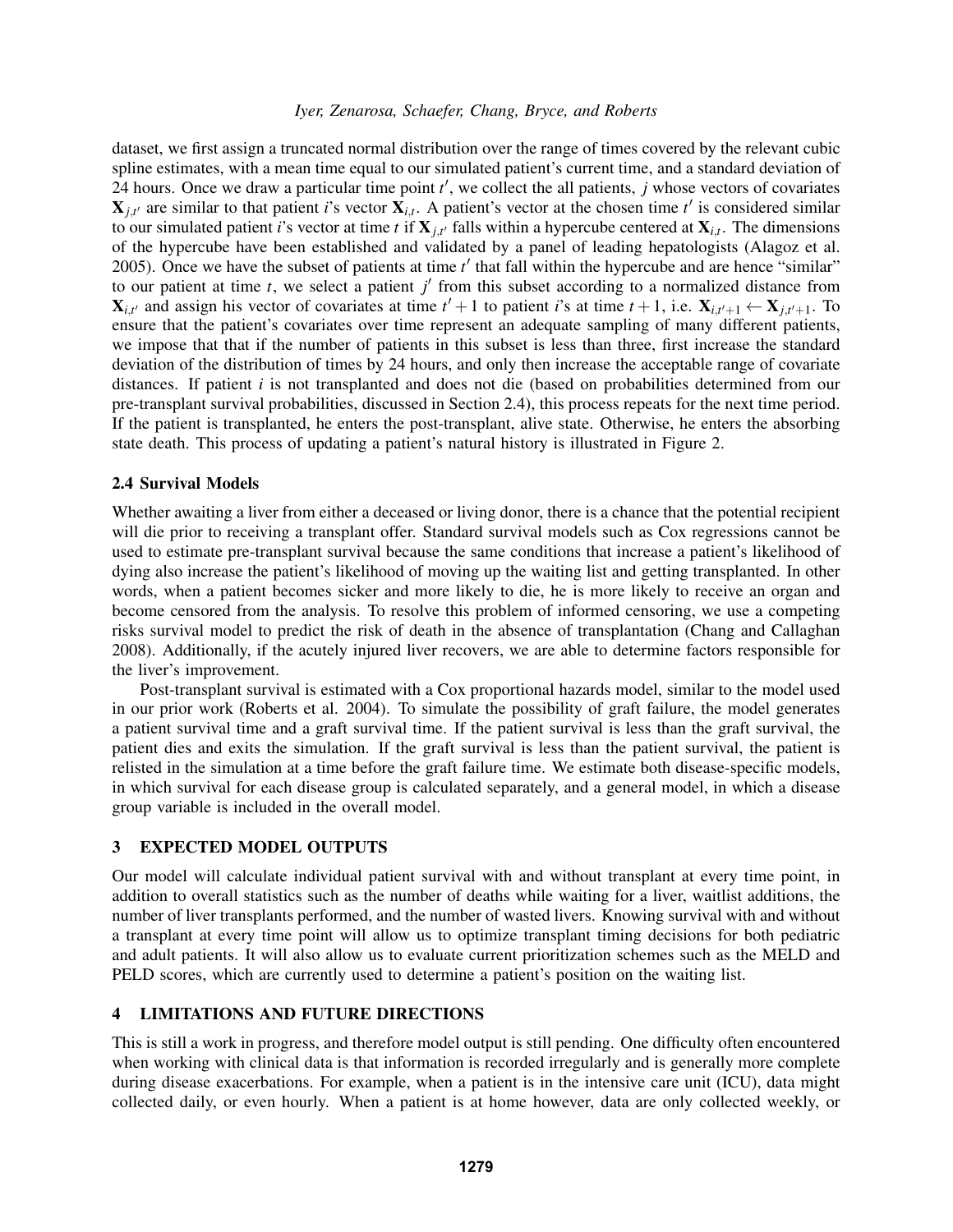dataset, we first assign a truncated normal distribution over the range of times covered by the relevant cubic spline estimates, with a mean time equal to our simulated patient's current time, and a standard deviation of 24 hours. Once we draw a particular time point $t'$, we collect the all patients, $j$ whose vectors of covariates $\mathbf{X}_{j,t'}$ are similar to that patient $i$'s vector $\mathbf{X}_{i,t}$. A patient's vector at the chosen time $t'$ is considered similar to our simulated patient $i$'s vector at time $t$ if $\mathbf{X}_{j,t'}$ falls within a hypercube centered at $\mathbf{X}_{i,t}$. The dimensions of the hypercube have been established and validated by a panel of leading hepatologists (Alagoz et al. 2005). Once we have the subset of patients at time $t'$ that fall within the hypercube and are hence "similar" to our patient at time $t$, we select a patient $j'$ from this subset according to a normalized distance from $\mathbf{X}_{i,t'}$ and assign his vector of covariates at time $t'+1$ to patient $i$'s at time $t+1$, i.e. $\mathbf{X}_{i,t'+1} \leftarrow \mathbf{X}_{j,t'+1}$. To ensure that the patient's covariates over time represent an adequate sampling of many different patients, we impose that that if the number of patients in this subset is less than three, first increase the standard deviation of the distribution of times by 24 hours, and only then increase the acceptable range of covariate distances. If patient $i$ is not transplanted and does not die (based on probabilities determined from our pre-transplant survival probabilities, discussed in Section 2.4), this process repeats for the next time period. If the patient is transplanted, he enters the post-transplant, alive state. Otherwise, he enters the absorbing state death. This process of updating a patient's natural history is illustrated in Figure 2.

### 2.4 Survival Models

Whether awaiting a liver from either a deceased or living donor, there is a chance that the potential recipient will die prior to receiving a transplant offer. Standard survival models such as Cox regressions cannot be used to estimate pre-transplant survival because the same conditions that increase a patient's likelihood of dying also increase the patient's likelihood of moving up the waiting list and getting transplanted. In other words, when a patient becomes sicker and more likely to die, he is more likely to receive an organ and become censored from the analysis. To resolve this problem of informed censoring, we use a competing risks survival model to predict the risk of death in the absence of transplantation (Chang and Callaghan 2008). Additionally, if the acutely injured liver recovers, we are able to determine factors responsible for the liver's improvement.

Post-transplant survival is estimated with a Cox proportional hazards model, similar to the model used in our prior work (Roberts et al. 2004). To simulate the possibility of graft failure, the model generates a patient survival time and a graft survival time. If the patient survival is less than the graft survival, the patient dies and exits the simulation. If the graft survival is less than the patient survival, the patient is relisted in the simulation at a time before the graft failure time. We estimate both disease-specific models, in which survival for each disease group is calculated separately, and a general model, in which a disease group variable is included in the overall model.

## 3 EXPECTED MODEL OUTPUTS

Our model will calculate individual patient survival with and without transplant at every time point, in addition to overall statistics such as the number of deaths while waiting for a liver, waitlist additions, the number of liver transplants performed, and the number of wasted livers. Knowing survival with and without a transplant at every time point will allow us to optimize transplant timing decisions for both pediatric and adult patients. It will also allow us to evaluate current prioritization schemes such as the MELD and PELD scores, which are currently used to determine a patient's position on the waiting list.

## 4 LIMITATIONS AND FUTURE DIRECTIONS

This is still a work in progress, and therefore model output is still pending. One difficulty often encountered when working with clinical data is that information is recorded irregularly and is generally more complete during disease exacerbations. For example, when a patient is in the intensive care unit (ICU), data might collected daily, or even hourly. When a patient is at home however, data are only collected weekly, or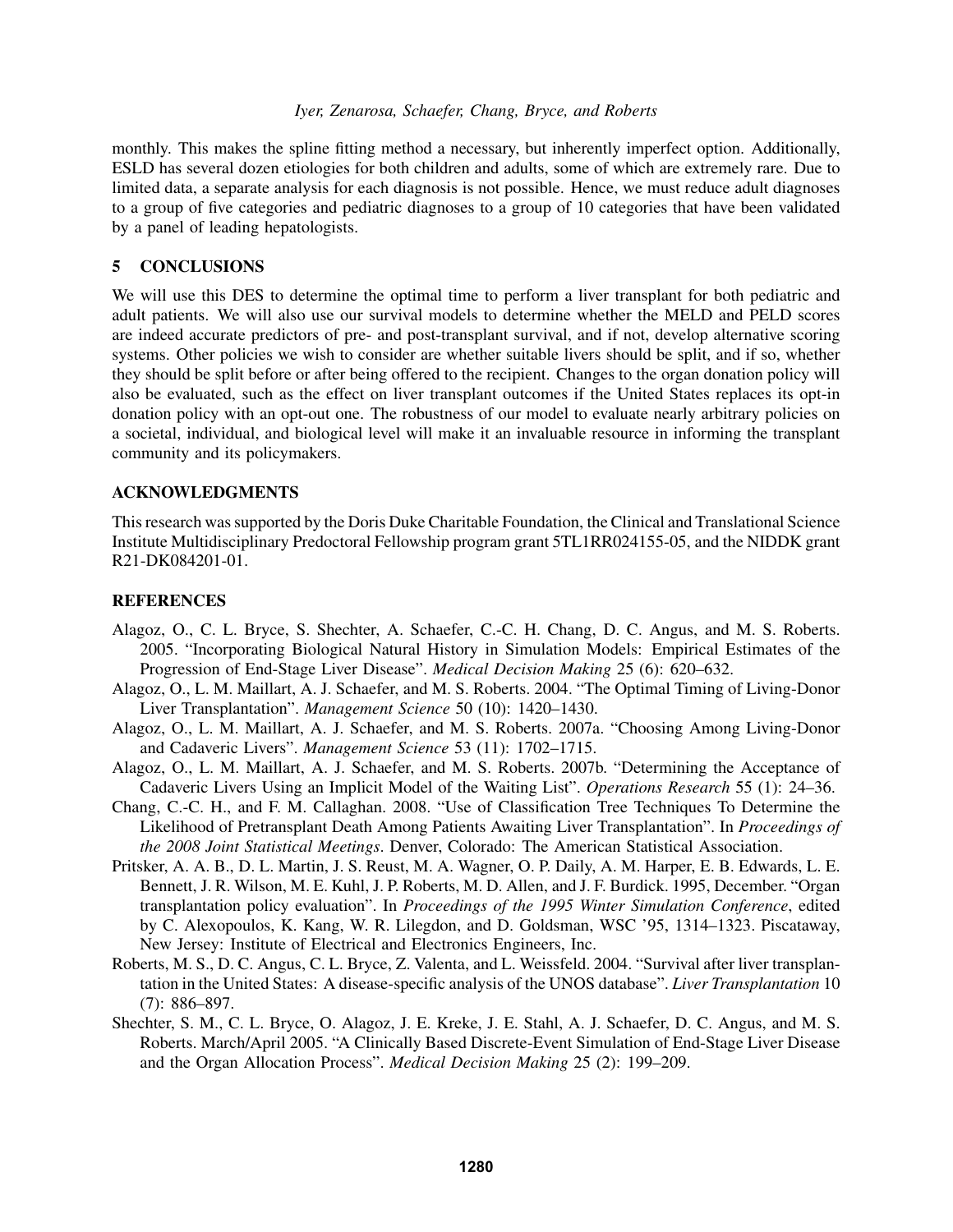monthly. This makes the spline fitting method a necessary, but inherently imperfect option. Additionally, ESLD has several dozen etiologies for both children and adults, some of which are extremely rare. Due to limited data, a separate analysis for each diagnosis is not possible. Hence, we must reduce adult diagnoses to a group of five categories and pediatric diagnoses to a group of 10 categories that have been validated by a panel of leading hepatologists.

## 5 CONCLUSIONS

We will use this DES to determine the optimal time to perform a liver transplant for both pediatric and adult patients. We will also use our survival models to determine whether the MELD and PELD scores are indeed accurate predictors of pre- and post-transplant survival, and if not, develop alternative scoring systems. Other policies we wish to consider are whether suitable livers should be split, and if so, whether they should be split before or after being offered to the recipient. Changes to the organ donation policy will also be evaluated, such as the effect on liver transplant outcomes if the United States replaces its opt-in donation policy with an opt-out one. The robustness of our model to evaluate nearly arbitrary policies on a societal, individual, and biological level will make it an invaluable resource in informing the transplant community and its policymakers.

## ACKNOWLEDGMENTS

This research was supported by the Doris Duke Charitable Foundation, the Clinical and Translational Science Institute Multidisciplinary Predoctoral Fellowship program grant 5TL1RR024155-05, and the NIDDK grant R21-DK084201-01.

## REFERENCES

Alagoz, O., C. L. Bryce, S. Shechter, A. Schaefer, C.-C. H. Chang, D. C. Angus, and M. S. Roberts. 2005. "Incorporating Biological Natural History in Simulation Models: Empirical Estimates of the Progression of End-Stage Liver Disease". *Medical Decision Making* 25 (6): 620–632.

Alagoz, O., L. M. Maillart, A. J. Schaefer, and M. S. Roberts. 2004. "The Optimal Timing of Living-Donor Liver Transplantation". *Management Science* 50 (10): 1420–1430.

Alagoz, O., L. M. Maillart, A. J. Schaefer, and M. S. Roberts. 2007a. "Choosing Among Living-Donor and Cadaveric Livers". *Management Science* 53 (11): 1702–1715.

Alagoz, O., L. M. Maillart, A. J. Schaefer, and M. S. Roberts. 2007b. "Determining the Acceptance of Cadaveric Livers Using an Implicit Model of the Waiting List". *Operations Research* 55 (1): 24–36.

Chang, C.-C. H., and F. M. Callaghan. 2008. "Use of Classification Tree Techniques To Determine the Likelihood of Pretransplant Death Among Patients Awaiting Liver Transplantation". In *Proceedings of the 2008 Joint Statistical Meetings*. Denver, Colorado: The American Statistical Association.

Pritsker, A. A. B., D. L. Martin, J. S. Reust, M. A. Wagner, O. P. Daily, A. M. Harper, E. B. Edwards, L. E. Bennett, J. R. Wilson, M. E. Kuhl, J. P. Roberts, M. D. Allen, and J. F. Burdick. 1995, December. "Organ transplantation policy evaluation". In *Proceedings of the 1995 Winter Simulation Conference*, edited by C. Alexopoulos, K. Kang, W. R. Lilegdon, and D. Goldsman, WSC '95, 1314–1323. Piscataway, New Jersey: Institute of Electrical and Electronics Engineers, Inc.

Roberts, M. S., D. C. Angus, C. L. Bryce, Z. Valenta, and L. Weissfeld. 2004. "Survival after liver transplantation in the United States: A disease-specific analysis of the UNOS database". *Liver Transplantation* 10 (7): 886–897.

Shechter, S. M., C. L. Bryce, O. Alagoz, J. E. Kreke, J. E. Stahl, A. J. Schaefer, D. C. Angus, and M. S. Roberts. March/April 2005. "A Clinically Based Discrete-Event Simulation of End-Stage Liver Disease and the Organ Allocation Process". *Medical Decision Making* 25 (2): 199–209.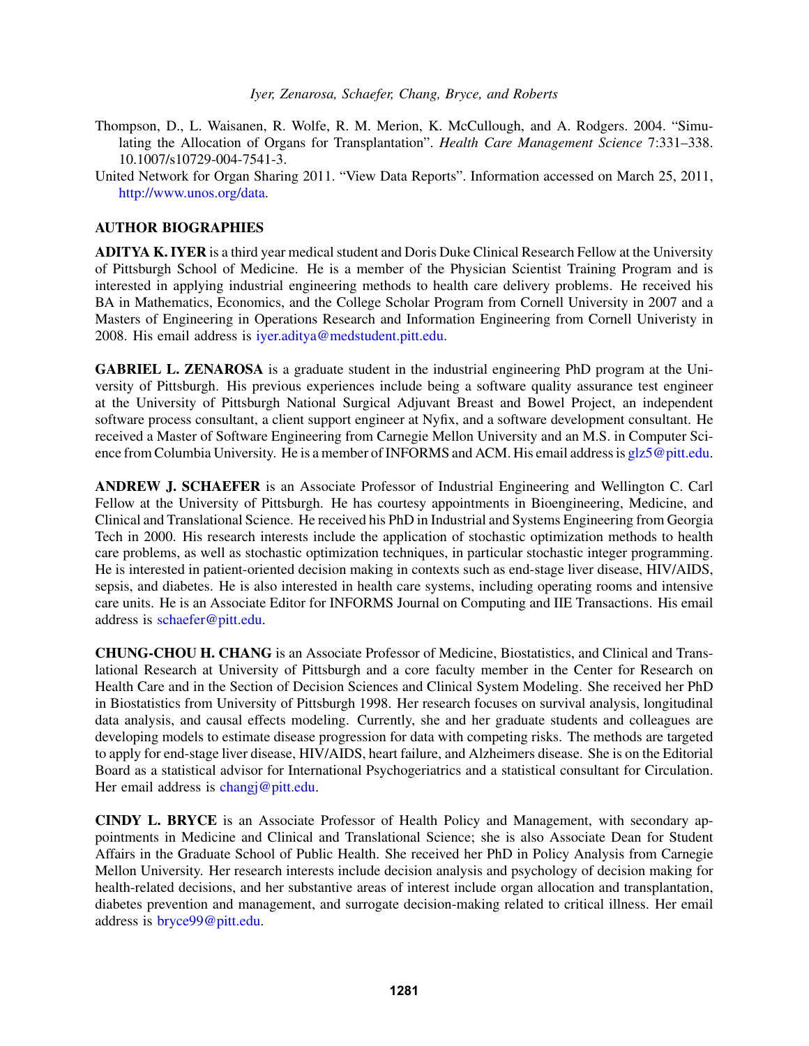Thompson, D., L. Waisanen, R. Wolfe, R. M. Merion, K. McCullough, and A. Rodgers. 2004. "Simulating the Allocation of Organs for Transplantation". *Health Care Management Science* 7:331–338. 10.1007/s10729-004-7541-3.

United Network for Organ Sharing 2011. "View Data Reports". Information accessed on March 25, 2011, http://www.unos.org/data.

## AUTHOR BIOGRAPHIES

**ADITYA K. IYER** is a third year medical student and Doris Duke Clinical Research Fellow at the University of Pittsburgh School of Medicine. He is a member of the Physician Scientist Training Program and is interested in applying industrial engineering methods to health care delivery problems. He received his BA in Mathematics, Economics, and the College Scholar Program from Cornell University in 2007 and a Masters of Engineering in Operations Research and Information Engineering from Cornell Univeristy in 2008. His email address is iyer.aditya@medstudent.pitt.edu.

**GABRIEL L. ZENAROSA** is a graduate student in the industrial engineering PhD program at the University of Pittsburgh. His previous experiences include being a software quality assurance test engineer at the University of Pittsburgh National Surgical Adjuvant Breast and Bowel Project, an independent software process consultant, a client support engineer at Nyfix, and a software development consultant. He received a Master of Software Engineering from Carnegie Mellon University and an M.S. in Computer Science from Columbia University. He is a member of INFORMS and ACM. His email address is glz5@pitt.edu.

**ANDREW J. SCHAEFER** is an Associate Professor of Industrial Engineering and Wellington C. Carl Fellow at the University of Pittsburgh. He has courtesy appointments in Bioengineering, Medicine, and Clinical and Translational Science. He received his PhD in Industrial and Systems Engineering from Georgia Tech in 2000. His research interests include the application of stochastic optimization methods to health care problems, as well as stochastic optimization techniques, in particular stochastic integer programming. He is interested in patient-oriented decision making in contexts such as end-stage liver disease, HIV/AIDS, sepsis, and diabetes. He is also interested in health care systems, including operating rooms and intensive care units. He is an Associate Editor for INFORMS Journal on Computing and IIE Transactions. His email address is schaefer@pitt.edu.

**CHUNG-CHOU H. CHANG** is an Associate Professor of Medicine, Biostatistics, and Clinical and Translational Research at University of Pittsburgh and a core faculty member in the Center for Research on Health Care and in the Section of Decision Sciences and Clinical System Modeling. She received her PhD in Biostatistics from University of Pittsburgh 1998. Her research focuses on survival analysis, longitudinal data analysis, and causal effects modeling. Currently, she and her graduate students and colleagues are developing models to estimate disease progression for data with competing risks. The methods are targeted to apply for end-stage liver disease, HIV/AIDS, heart failure, and Alzheimers disease. She is on the Editorial Board as a statistical advisor for International Psychogeriatrics and a statistical consultant for Circulation. Her email address is changj@pitt.edu.

**CINDY L. BRYCE** is an Associate Professor of Health Policy and Management, with secondary appointments in Medicine and Clinical and Translational Science; she is also Associate Dean for Student Affairs in the Graduate School of Public Health. She received her PhD in Policy Analysis from Carnegie Mellon University. Her research interests include decision analysis and psychology of decision making for health-related decisions, and her substantive areas of interest include organ allocation and transplantation, diabetes prevention and management, and surrogate decision-making related to critical illness. Her email address is bryce99@pitt.edu.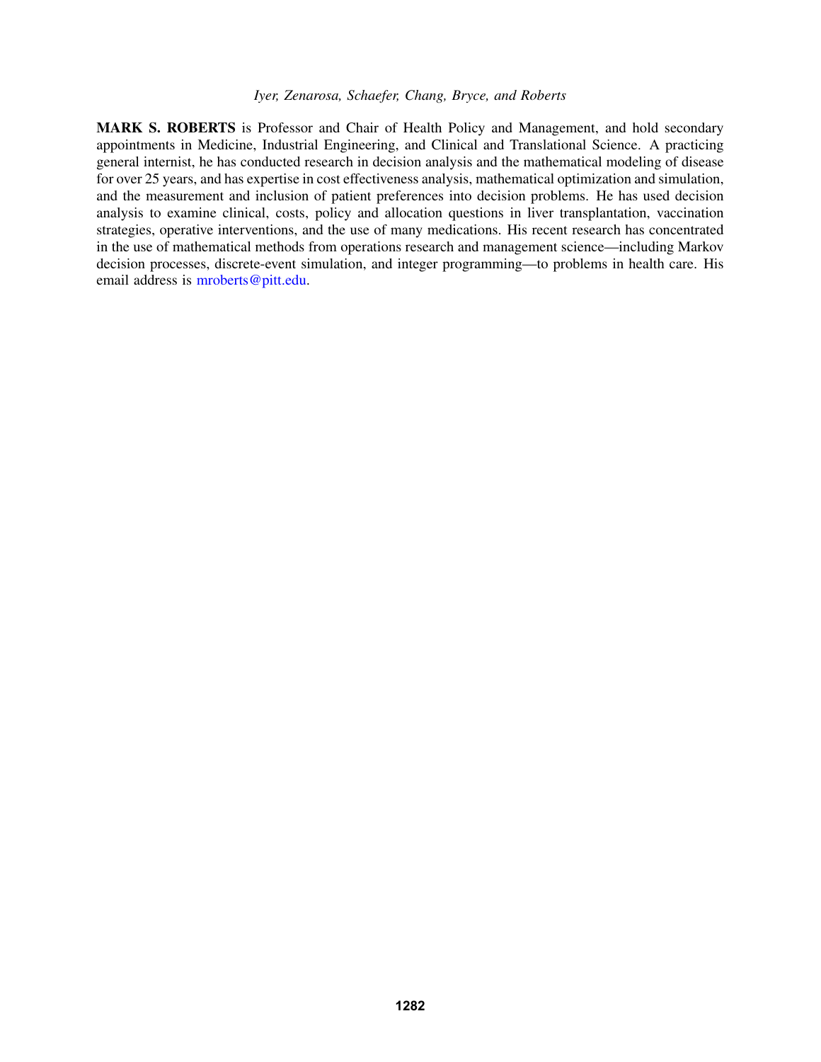**MARK S. ROBERTS** is Professor and Chair of Health Policy and Management, and hold secondary appointments in Medicine, Industrial Engineering, and Clinical and Translational Science. A practicing general internist, he has conducted research in decision analysis and the mathematical modeling of disease for over 25 years, and has expertise in cost effectiveness analysis, mathematical optimization and simulation, and the measurement and inclusion of patient preferences into decision problems. He has used decision analysis to examine clinical, costs, policy and allocation questions in liver transplantation, vaccination strategies, operative interventions, and the use of many medications. His recent research has concentrated in the use of mathematical methods from operations research and management science—including Markov decision processes, discrete-event simulation, and integer programming—to problems in health care. His email address is mroberts@pitt.edu.